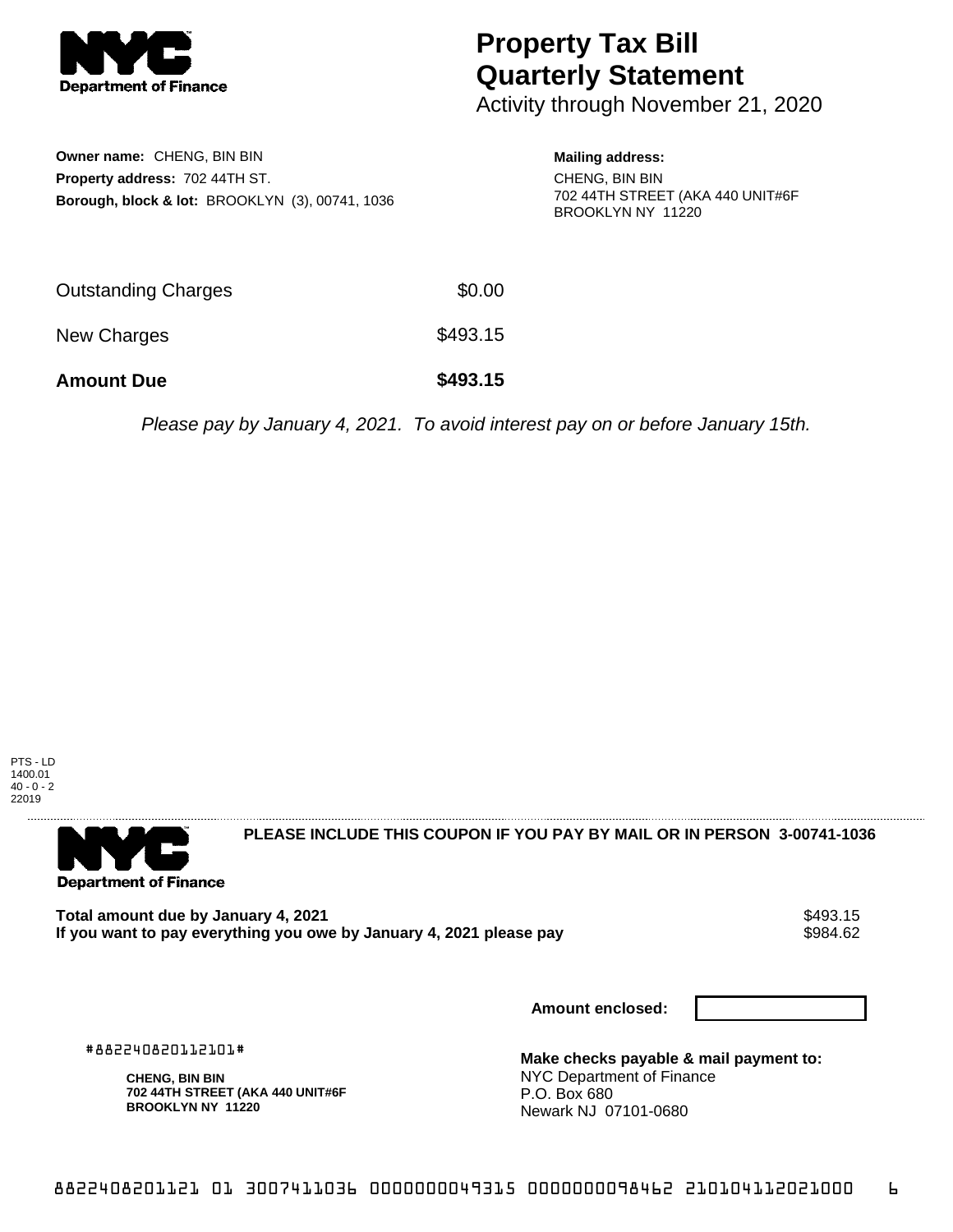**Department of Finance**

# Property Tax Bill Quarterly Statement

Activity through November 21, 2020

**Owner name:** CHENG, BIN BIN
**Property address:** 702 44TH ST.
**Borough, block & lot:** BROOKLYN (3), 00741, 1036

**Mailing address:**
CHENG, BIN BIN
702 44TH STREET (AKA 440 UNIT#6F
BROOKLYN NY 11220

| | |
|---|---|
| Outstanding Charges | $0.00 |
| New Charges | $493.15 |
| **Amount Due** | **$493.15** |

*Please pay by January 4, 2021. To avoid interest pay on or before January 15th.*

PTS - LD
1400.01
40 - 0 - 2
22019

---

**Department of Finance**

**PLEASE INCLUDE THIS COUPON IF YOU PAY BY MAIL OR IN PERSON 3-00741-1036**

| | |
|---|---|
| **Total amount due by January 4, 2021** | $493.15 |
| **If you want to pay everything you owe by January 4, 2021 please pay** | $984.62 |

**Amount enclosed:**

#882240820112101#

**CHENG, BIN BIN**
**702 44TH STREET (AKA 440 UNIT#6F**
**BROOKLYN NY 11220**

**Make checks payable & mail payment to:**
NYC Department of Finance
P.O. Box 680
Newark NJ 07101-0680

8822408201121 01 3007411036 0000000049315 0000000098462 210104112021000 6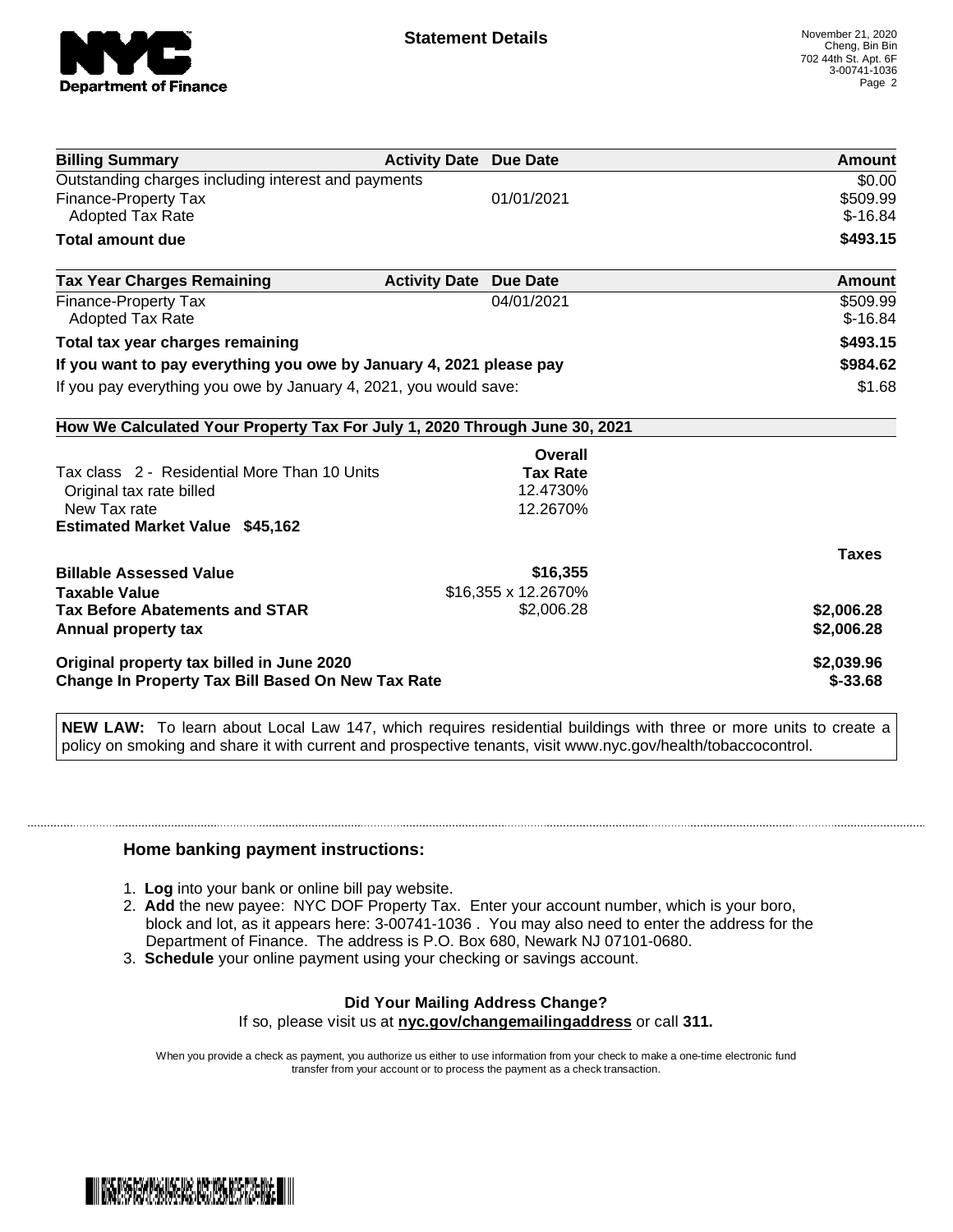# Statement Details

November 21, 2020
Cheng, Bin Bin
702 44th St. Apt. 6F
3-00741-1036

| Billing Summary | Activity Date | Due Date | Amount |
|---|---|---|---|
| Outstanding charges including interest and payments | | | $0.00 |
| Finance-Property Tax | | 01/01/2021 | $509.99 |
| Adopted Tax Rate | | | $-16.84 |
| **Total amount due** | | | **$493.15** |

| Tax Year Charges Remaining | Activity Date | Due Date | Amount |
|---|---|---|---|
| Finance-Property Tax | | 04/01/2021 | $509.99 |
| Adopted Tax Rate | | | $-16.84 |
| **Total tax year charges remaining** | | | **$493.15** |
| **If you want to pay everything you owe by January 4, 2021 please pay** | | | **$984.62** |
| If you pay everything you owe by January 4, 2021, you would save: | | | $1.68 |

**How We Calculated Your Property Tax For July 1, 2020 Through June 30, 2021**

| | Overall Tax Rate | |
|---|---|---|
| Tax class 2 - Residential More Than 10 Units | | |
| Original tax rate billed | 12.4730% | |
| New Tax rate | 12.2670% | |
| **Estimated Market Value $45,162** | | |

| | | Taxes |
|---|---|---|
| **Billable Assessed Value** | $16,355 | |
| **Taxable Value** | $16,355 x 12.2670% | |
| **Tax Before Abatements and STAR** | $2,006.28 | $2,006.28 |
| **Annual property tax** | | $2,006.28 |
| **Original property tax billed in June 2020** | | $2,039.96 |
| **Change In Property Tax Bill Based On New Tax Rate** | | $-33.68 |

**NEW LAW:** To learn about Local Law 147, which requires residential buildings with three or more units to create a policy on smoking and share it with current and prospective tenants, visit www.nyc.gov/health/tobaccocontrol.

## Home banking payment instructions:

1. **Log** into your bank or online bill pay website.
2. **Add** the new payee: NYC DOF Property Tax. Enter your account number, which is your boro, block and lot, as it appears here: 3-00741-1036 . You may also need to enter the address for the Department of Finance. The address is P.O. Box 680, Newark NJ 07101-0680.
3. **Schedule** your online payment using your checking or savings account.

**Did Your Mailing Address Change?**
If so, please visit us at **nyc.gov/changemailingaddress** or call **311.**

When you provide a check as payment, you authorize us either to use information from your check to make a one-time electronic fund transfer from your account or to process the payment as a check transaction.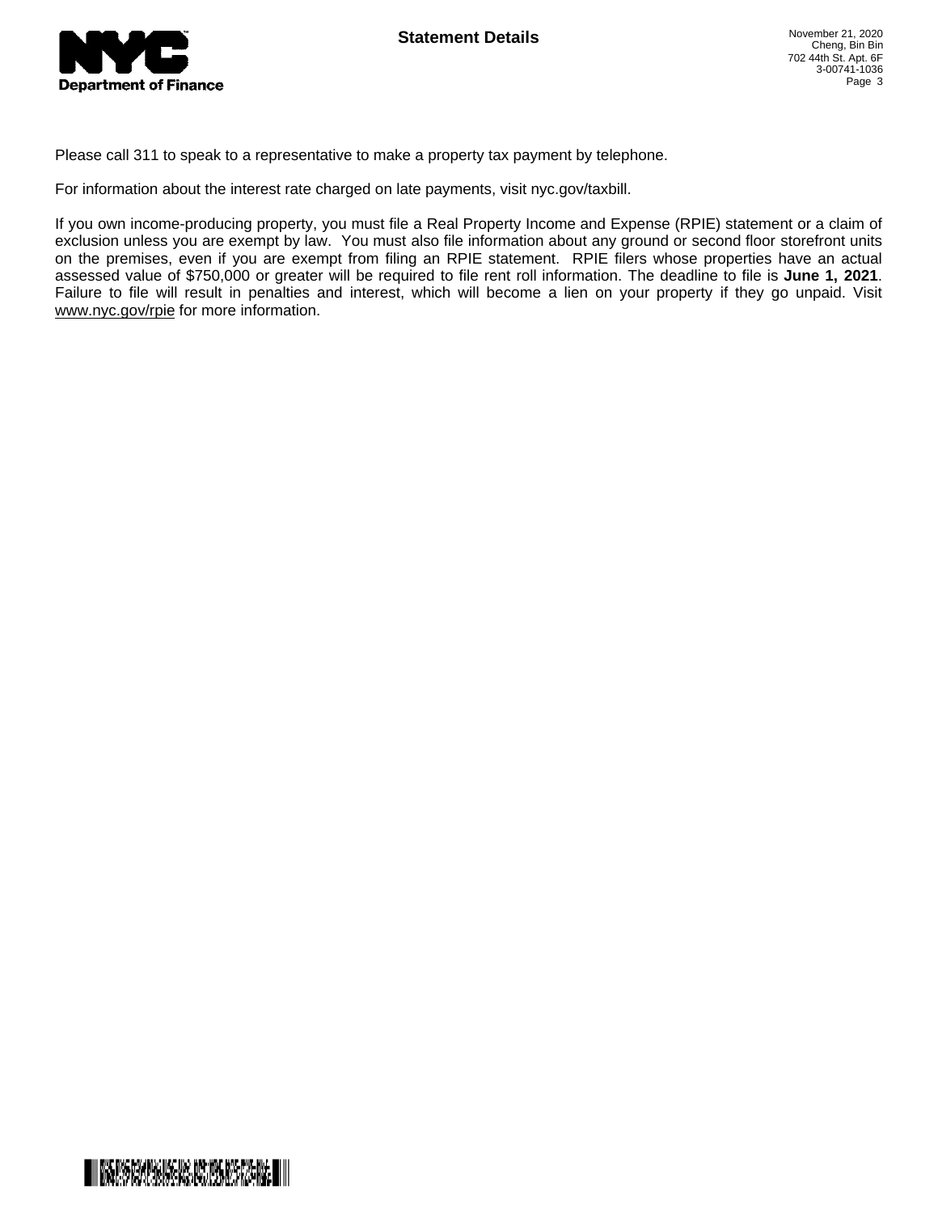Please call 311 to speak to a representative to make a property tax payment by telephone.

For information about the interest rate charged on late payments, visit nyc.gov/taxbill.

If you own income-producing property, you must file a Real Property Income and Expense (RPIE) statement or a claim of exclusion unless you are exempt by law. You must also file information about any ground or second floor storefront units on the premises, even if you are exempt from filing an RPIE statement. RPIE filers whose properties have an actual assessed value of $750,000 or greater will be required to file rent roll information. The deadline to file is **June 1, 2021**. Failure to file will result in penalties and interest, which will become a lien on your property if they go unpaid. Visit www.nyc.gov/rpie for more information.